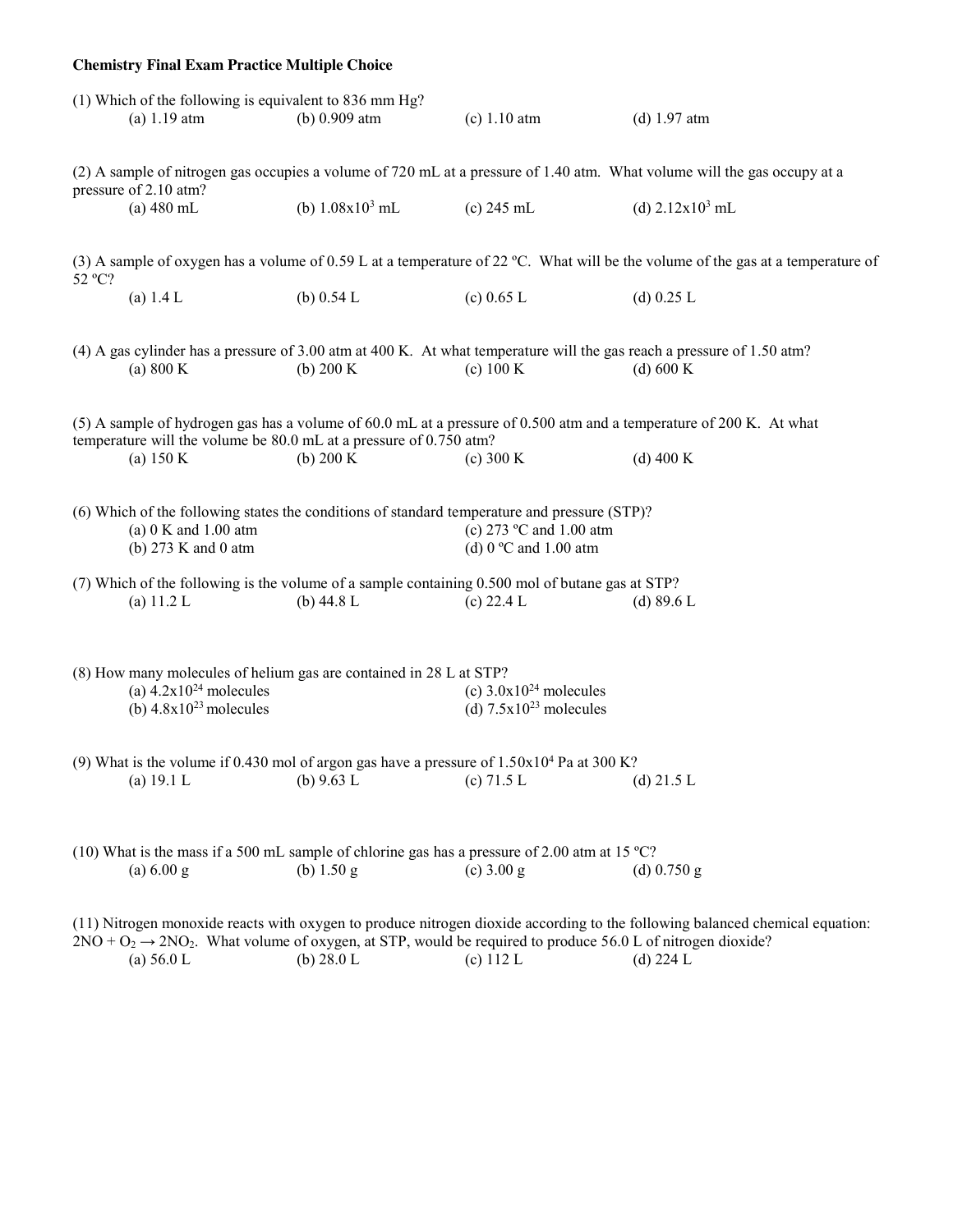**Chemistry Final Exam Practice Multiple Choice**

(1) Which of the following is equivalent to 836 mm Hg?

(a) 1.19 atm (b) 0.909 atm (c) 1.10 atm (d) 1.97 atm

(2) A sample of nitrogen gas occupies a volume of 720 mL at a pressure of 1.40 atm. What volume will the gas occupy at a pressure of 2.10 atm?

(a) 480 mL (b) $1.08 \times 10^3$ mL (c) 245 mL (d) $2.12 \times 10^3$ mL

(3) A sample of oxygen has a volume of 0.59 L at a temperature of 22 ºC. What will be the volume of the gas at a temperature of 52 ºC?

(a) 1.4 L (b) 0.54 L (c) 0.65 L (d) 0.25 L

(4) A gas cylinder has a pressure of 3.00 atm at 400 K. At what temperature will the gas reach a pressure of 1.50 atm?

(a) 800 K (b) 200 K (c) 100 K (d) 600 K

(5) A sample of hydrogen gas has a volume of 60.0 mL at a pressure of 0.500 atm and a temperature of 200 K. At what temperature will the volume be 80.0 mL at a pressure of 0.750 atm?

(a) 150 K (b) 200 K (c) 300 K (d) 400 K

(6) Which of the following states the conditions of standard temperature and pressure (STP)?

(a) 0 K and 1.00 atm
(b) 273 K and 0 atm
(c) 273 ºC and 1.00 atm
(d) 0 ºC and 1.00 atm

(7) Which of the following is the volume of a sample containing 0.500 mol of butane gas at STP?

(a) 11.2 L (b) 44.8 L (c) 22.4 L (d) 89.6 L

(8) How many molecules of helium gas are contained in 28 L at STP?

(a) $4.2 \times 10^{24}$ molecules
(b) $4.8 \times 10^{23}$ molecules
(c) $3.0 \times 10^{24}$ molecules
(d) $7.5 \times 10^{23}$ molecules

(9) What is the volume if 0.430 mol of argon gas have a pressure of $1.50 \times 10^4$ Pa at 300 K?

(a) 19.1 L (b) 9.63 L (c) 71.5 L (d) 21.5 L

(10) What is the mass if a 500 mL sample of chlorine gas has a pressure of 2.00 atm at 15 ºC?

(a) 6.00 g (b) 1.50 g (c) 3.00 g (d) 0.750 g

(11) Nitrogen monoxide reacts with oxygen to produce nitrogen dioxide according to the following balanced chemical equation: $2NO + O_2 \rightarrow 2NO_2$. What volume of oxygen, at STP, would be required to produce 56.0 L of nitrogen dioxide?

(a) 56.0 L (b) 28.0 L (c) 112 L (d) 224 L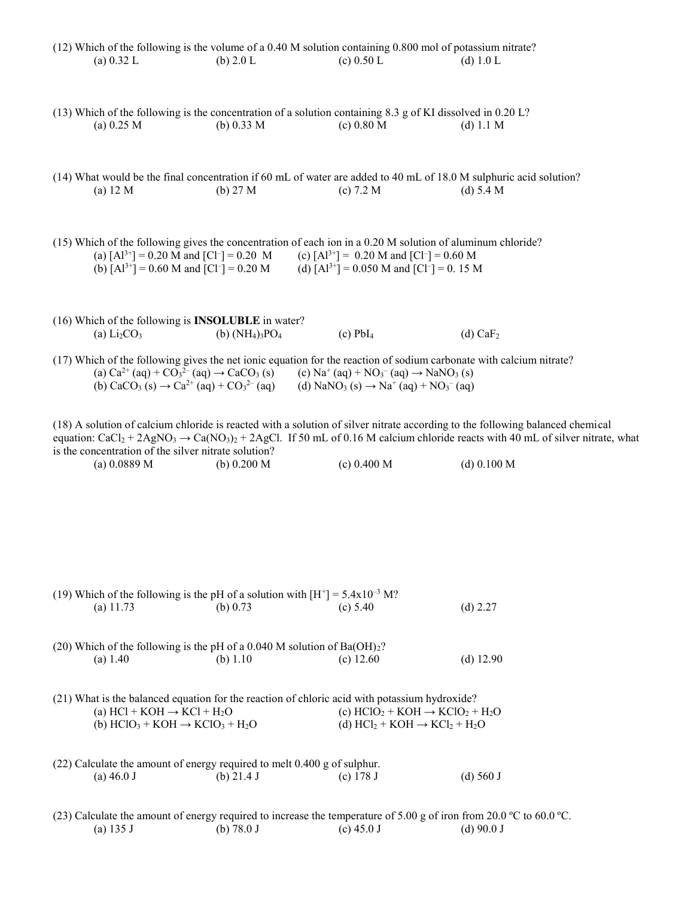(12) Which of the following is the volume of a 0.40 M solution containing 0.800 mol of potassium nitrate?

(a) 0.32 L (b) 2.0 L (c) 0.50 L (d) 1.0 L

(13) Which of the following is the concentration of a solution containing 8.3 g of KI dissolved in 0.20 L?

(a) 0.25 M (b) 0.33 M (c) 0.80 M (d) 1.1 M

(14) What would be the final concentration if 60 mL of water are added to 40 mL of 18.0 M sulphuric acid solution?

(a) 12 M (b) 27 M (c) 7.2 M (d) 5.4 M

(15) Which of the following gives the concentration of each ion in a 0.20 M solution of aluminum chloride?

(a) $[Al^{3+}] = 0.20$ M and $[Cl^{-}] = 0.20$ M
(b) $[Al^{3+}] = 0.60$ M and $[Cl^{-}] = 0.20$ M
(c) $[Al^{3+}] = 0.20$ M and $[Cl^{-}] = 0.60$ M
(d) $[Al^{3+}] = 0.050$ M and $[Cl^{-}] = 0.15$ M

(16) Which of the following is **INSOLUBLE** in water?

(a) $Li_2CO_3$ (b) $(NH_4)_3PO_4$ (c) $PbI_4$ (d) $CaF_2$

(17) Which of the following gives the net ionic equation for the reaction of sodium carbonate with calcium nitrate?

(a) $Ca^{2+}(aq) + CO_3^{2-}(aq) \rightarrow CaCO_3(s)$
(b) $CaCO_3(s) \rightarrow Ca^{2+}(aq) + CO_3^{2-}(aq)$
(c) $Na^{+}(aq) + NO_3^{-}(aq) \rightarrow NaNO_3(s)$
(d) $NaNO_3(s) \rightarrow Na^{+}(aq) + NO_3^{-}(aq)$

(18) A solution of calcium chloride is reacted with a solution of silver nitrate according to the following balanced chemical equation: $CaCl_2 + 2AgNO_3 \rightarrow Ca(NO_3)_2 + 2AgCl$. If 50 mL of 0.16 M calcium chloride reacts with 40 mL of silver nitrate, what is the concentration of the silver nitrate solution?

(a) 0.0889 M (b) 0.200 M (c) 0.400 M (d) 0.100 M

(19) Which of the following is the pH of a solution with $[H^{+}] = 5.4 \times 10^{-3}$ M?

(a) 11.73 (b) 0.73 (c) 5.40 (d) 2.27

(20) Which of the following is the pH of a 0.040 M solution of $Ba(OH)_2$?

(a) 1.40 (b) 1.10 (c) 12.60 (d) 12.90

(21) What is the balanced equation for the reaction of chloric acid with potassium hydroxide?

(a) $HCl + KOH \rightarrow KCl + H_2O$
(b) $HClO_3 + KOH \rightarrow KClO_3 + H_2O$
(c) $HClO_2 + KOH \rightarrow KClO_2 + H_2O$
(d) $HCl_2 + KOH \rightarrow KCl_2 + H_2O$

(22) Calculate the amount of energy required to melt 0.400 g of sulphur.

(a) 46.0 J (b) 21.4 J (c) 178 J (d) 560 J

(23) Calculate the amount of energy required to increase the temperature of 5.00 g of iron from 20.0 ºC to 60.0 ºC.

(a) 135 J (b) 78.0 J (c) 45.0 J (d) 90.0 J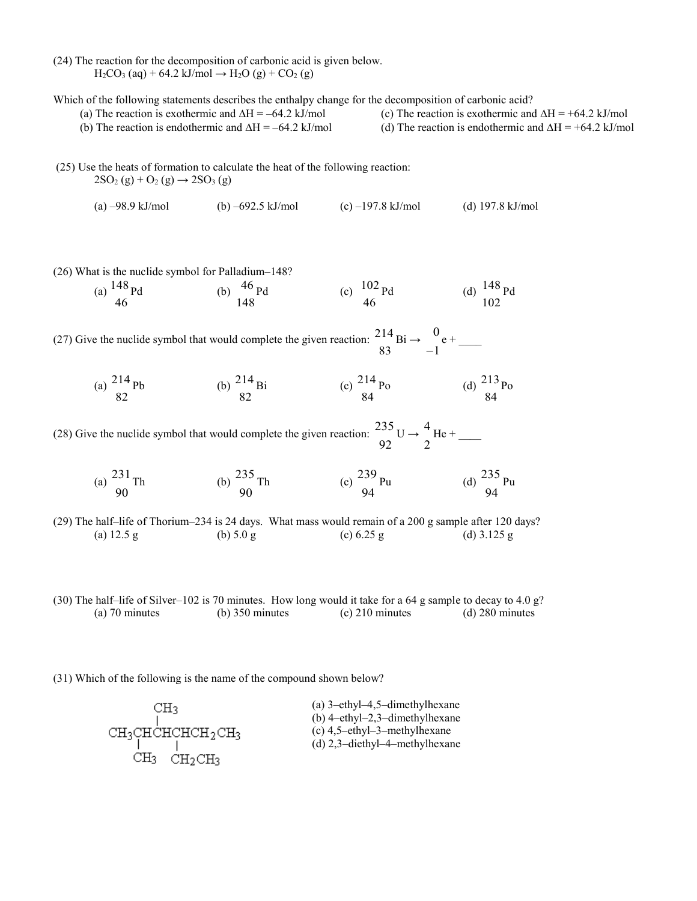(24) The reaction for the decomposition of carbonic acid is given below.

$$H_2CO_3\ (aq) + 64.2\ kJ/mol \rightarrow H_2O\ (g) + CO_2\ (g)$$

Which of the following statements describes the enthalpy change for the decomposition of carbonic acid?

(a) The reaction is exothermic and $\Delta H = -64.2$ kJ/mol
(b) The reaction is endothermic and $\Delta H = -64.2$ kJ/mol
(c) The reaction is exothermic and $\Delta H = +64.2$ kJ/mol
(d) The reaction is endothermic and $\Delta H = +64.2$ kJ/mol

(25) Use the heats of formation to calculate the heat of the following reaction:

$$2SO_2\ (g) + O_2\ (g) \rightarrow 2SO_3\ (g)$$

(a) –98.9 kJ/mol (b) –692.5 kJ/mol (c) –197.8 kJ/mol (d) 197.8 kJ/mol

(26) What is the nuclide symbol for Palladium–148?

(a) ${}^{148}_{46}Pd$ (b) ${}^{46}_{148}Pd$ (c) ${}^{102}_{46}Pd$ (d) ${}^{148}_{102}Pd$

(27) Give the nuclide symbol that would complete the given reaction: ${}^{214}_{83}Bi \rightarrow {}^{0}_{-1}e +$ ____

(a) ${}^{214}_{82}Pb$ (b) ${}^{214}_{82}Bi$ (c) ${}^{214}_{84}Po$ (d) ${}^{213}_{84}Po$

(28) Give the nuclide symbol that would complete the given reaction: ${}^{235}_{92}U \rightarrow {}^{4}_{2}He +$ ____

(a) ${}^{231}_{90}Th$ (b) ${}^{235}_{90}Th$ (c) ${}^{239}_{94}Pu$ (d) ${}^{235}_{94}Pu$

(29) The half–life of Thorium–234 is 24 days. What mass would remain of a 200 g sample after 120 days?

(a) 12.5 g (b) 5.0 g (c) 6.25 g (d) 3.125 g

(30) The half–life of Silver–102 is 70 minutes. How long would it take for a 64 g sample to decay to 4.0 g?

(a) 70 minutes (b) 350 minutes (c) 210 minutes (d) 280 minutes

(31) Which of the following is the name of the compound shown below?

```
       CH3
        |
CH3CHCHCHCH2CH3
    |     |
   CH3  CH2CH3
```

(a) 3–ethyl–4,5–dimethylhexane
(b) 4–ethyl–2,3–dimethylhexane
(c) 4,5–ethyl–3–methylhexane
(d) 2,3–diethyl–4–methylhexane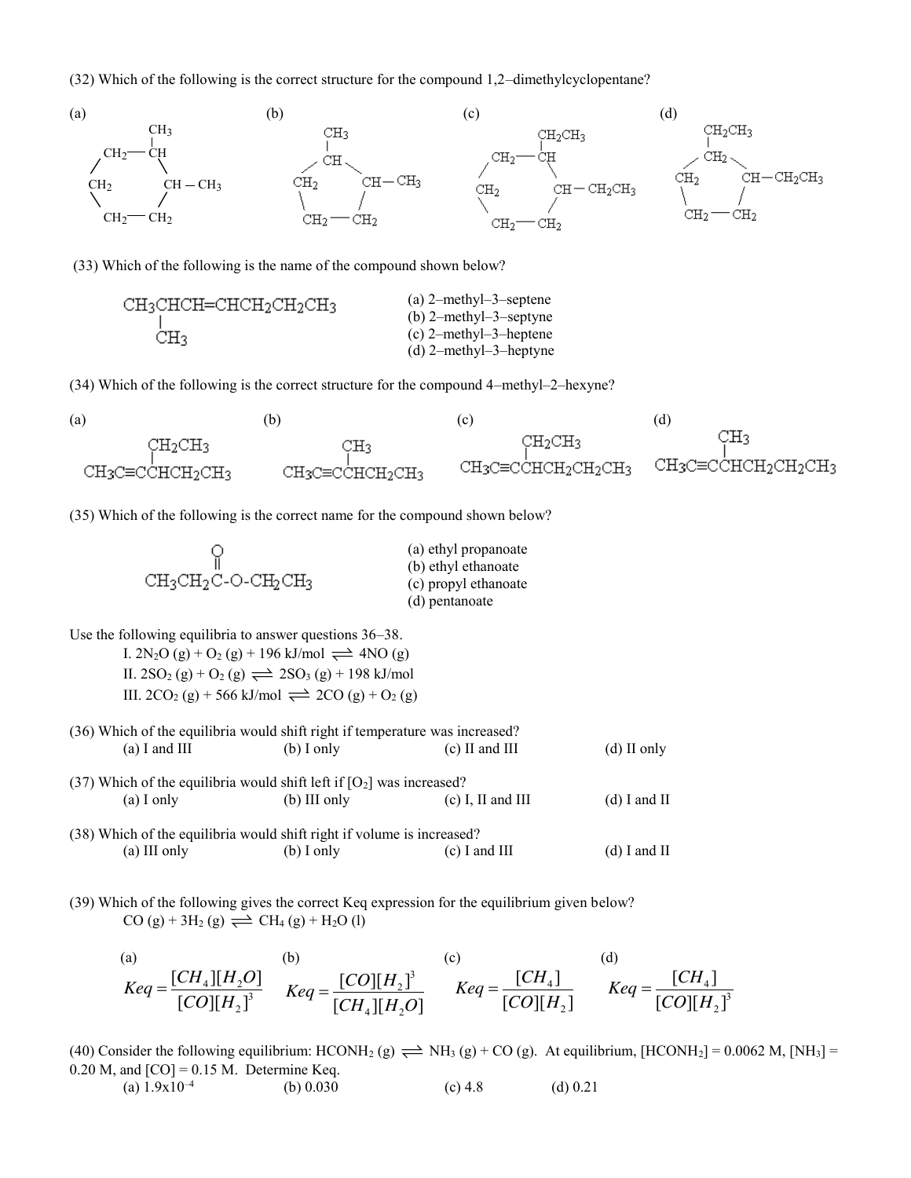(32) Which of the following is the correct structure for the compound 1,2–dimethylcyclopentane?

(a)

```
        CH3
         |
  CH2 — CH
 /          \
CH2          CH – CH3
 \          /
  CH2 — CH2
```

(b)

```
        CH3
         |
        CH
      /    \
  CH2        CH – CH3
    \        /
    CH2 — CH2
```

(c)

```
        CH2CH3
         |
  CH2 — CH
 /          \
CH2          CH – CH2CH3
 \          /
  CH2 — CH2
```

(d)

```
        CH2CH3
         |
        CH2
      /    \
  CH2        CH – CH2CH3
    \        /
    CH2 — CH2
```

(33) Which of the following is the name of the compound shown below?

```
CH3CHCH=CHCH2CH2CH3
   |
   CH3
```

(a) 2–methyl–3–septene
(b) 2–methyl–3–septyne
(c) 2–methyl–3–heptene
(d) 2–methyl–3–heptyne

(34) Which of the following is the correct structure for the compound 4–methyl–2–hexyne?

(a)

```
       CH2CH3
        |
CH3C≡CCHCH2CH3
```

(b)

```
       CH3
        |
CH3C≡CCHCH2CH3
```

(c)

```
       CH2CH3
        |
CH3C≡CCHCH2CH2CH3
```

(d)

```
       CH3
        |
CH3C≡CCHCH2CH2CH3
```

(35) Which of the following is the correct name for the compound shown below?

```
        O
        ||
CH3CH2C-O-CH2CH3
```

(a) ethyl propanoate
(b) ethyl ethanoate
(c) propyl ethanoate
(d) pentanoate

Use the following equilibria to answer questions 36–38.

I. $2N_2O\ (g) + O_2\ (g) + 196\ kJ/mol \rightleftharpoons 4NO\ (g)$

II. $2SO_2\ (g) + O_2\ (g) \rightleftharpoons 2SO_3\ (g) + 198\ kJ/mol$

III. $2CO_2\ (g) + 566\ kJ/mol \rightleftharpoons 2CO\ (g) + O_2\ (g)$

(36) Which of the equilibria would shift right if temperature was increased?
(a) I and III (b) I only (c) II and III (d) II only

(37) Which of the equilibria would shift left if $[O_2]$ was increased?
(a) I only (b) III only (c) I, II and III (d) I and II

(38) Which of the equilibria would shift right if volume is increased?
(a) III only (b) I only (c) I and III (d) I and II

(39) Which of the following gives the correct Keq expression for the equilibrium given below?

$CO\ (g) + 3H_2\ (g) \rightleftharpoons CH_4\ (g) + H_2O\ (l)$

(a) $Keq = \dfrac{[CH_4][H_2O]}{[CO][H_2]^3}$ (b) $Keq = \dfrac{[CO][H_2]^3}{[CH_4][H_2O]}$ (c) $Keq = \dfrac{[CH_4]}{[CO][H_2]}$ (d) $Keq = \dfrac{[CH_4]}{[CO][H_2]^3}$

(40) Consider the following equilibrium: $HCONH_2\ (g) \rightleftharpoons NH_3\ (g) + CO\ (g)$. At equilibrium, $[HCONH_2] = 0.0062$ M, $[NH_3] = 0.20$ M, and $[CO] = 0.15$ M. Determine Keq.
(a) $1.9 \times 10^{-4}$ (b) 0.030 (c) 4.8 (d) 0.21